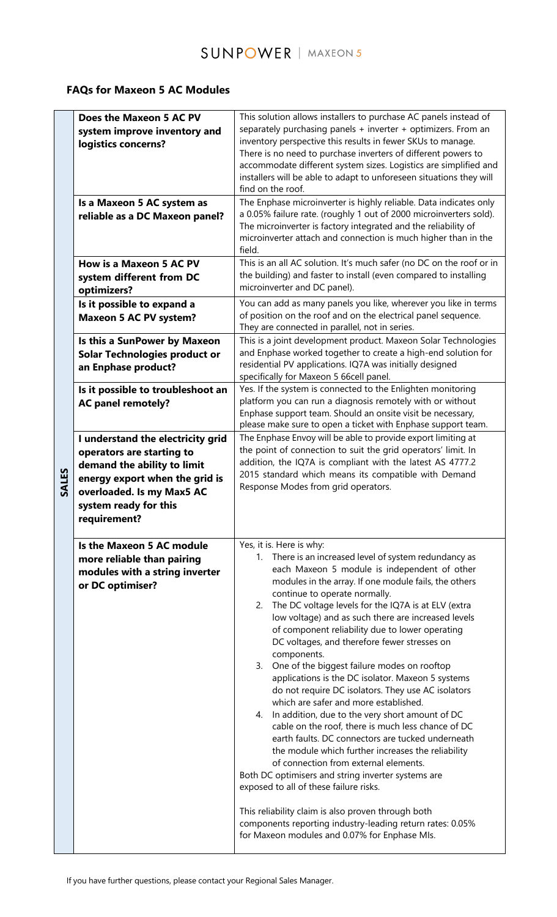SUNPOWER | MAXEON 5

## FAQs for Maxeon 5 AC Modules

| | Question | Answer |
|---|---|---|
| SALES | **Does the Maxeon 5 AC PV system improve inventory and logistics concerns?** | This solution allows installers to purchase AC panels instead of separately purchasing panels + inverter + optimizers. From an inventory perspective this results in fewer SKUs to manage. There is no need to purchase inverters of different powers to accommodate different system sizes. Logistics are simplified and installers will be able to adapt to unforeseen situations they will find on the roof. |
| | **Is a Maxeon 5 AC system as reliable as a DC Maxeon panel?** | The Enphase microinverter is highly reliable. Data indicates only a 0.05% failure rate. (roughly 1 out of 2000 microinverters sold). The microinverter is factory integrated and the reliability of microinverter attach and connection is much higher than in the field. |
| | **How is a Maxeon 5 AC PV system different from DC optimizers?** | This is an all AC solution. It's much safer (no DC on the roof or in the building) and faster to install (even compared to installing microinverter and DC panel). |
| | **Is it possible to expand a Maxeon 5 AC PV system?** | You can add as many panels you like, wherever you like in terms of position on the roof and on the electrical panel sequence. They are connected in parallel, not in series. |
| | **Is this a SunPower by Maxeon Solar Technologies product or an Enphase product?** | This is a joint development product. Maxeon Solar Technologies and Enphase worked together to create a high-end solution for residential PV applications. IQ7A was initially designed specifically for Maxeon 5 66cell panel. |
| | **Is it possible to troubleshoot an AC panel remotely?** | Yes. If the system is connected to the Enlighten monitoring platform you can run a diagnosis remotely with or without Enphase support team. Should an onsite visit be necessary, please make sure to open a ticket with Enphase support team. |
| | **I understand the electricity grid operators are starting to demand the ability to limit energy export when the grid is overloaded. Is my Max5 AC system ready for this requirement?** | The Enphase Envoy will be able to provide export limiting at the point of connection to suit the grid operators' limit. In addition, the IQ7A is compliant with the latest AS 4777.2 2015 standard which means its compatible with Demand Response Modes from grid operators. |
| | **Is the Maxeon 5 AC module more reliable than pairing modules with a string inverter or DC optimiser?** | Yes, it is. Here is why:<br>1. There is an increased level of system redundancy as each Maxeon 5 module is independent of other modules in the array. If one module fails, the others continue to operate normally.<br>2. The DC voltage levels for the IQ7A is at ELV (extra low voltage) and as such there are increased levels of component reliability due to lower operating DC voltages, and therefore fewer stresses on components.<br>3. One of the biggest failure modes on rooftop applications is the DC isolator. Maxeon 5 systems do not require DC isolators. They use AC isolators which are safer and more established.<br>4. In addition, due to the very short amount of DC cable on the roof, there is much less chance of DC earth faults. DC connectors are tucked underneath the module which further increases the reliability of connection from external elements.<br>Both DC optimisers and string inverter systems are exposed to all of these failure risks.<br><br>This reliability claim is also proven through both components reporting industry-leading return rates: 0.05% for Maxeon modules and 0.07% for Enphase MIs. |

If you have further questions, please contact your Regional Sales Manager.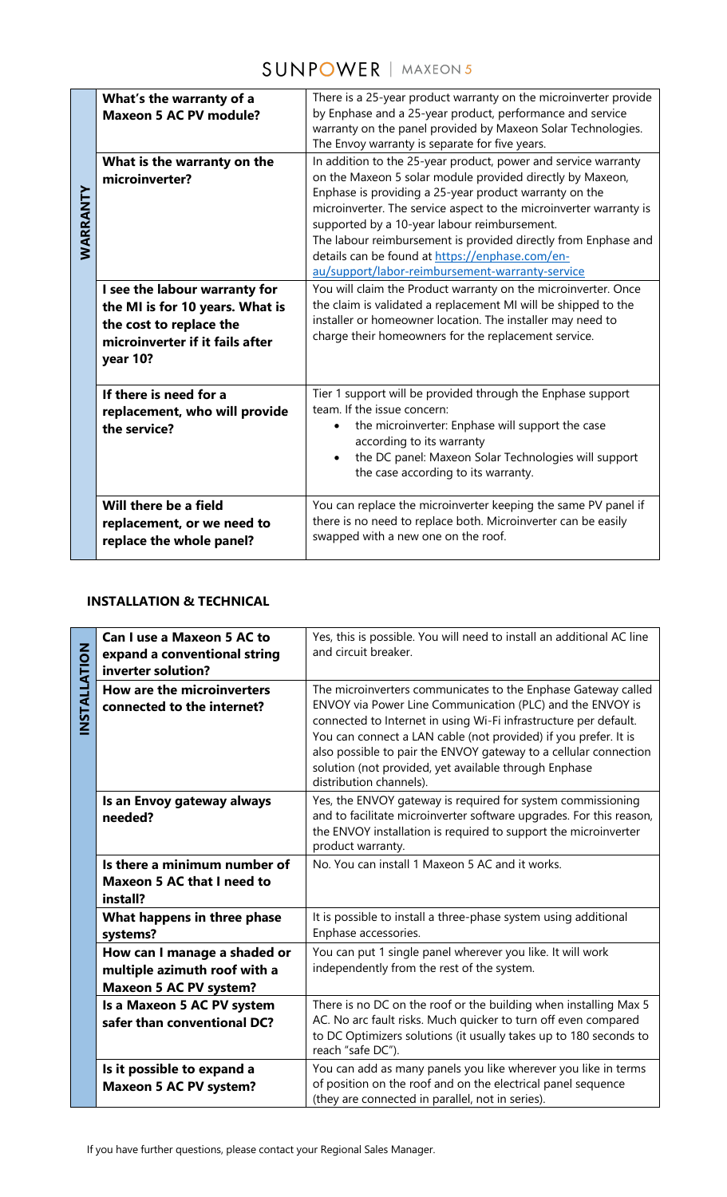| | | |
|---|---|---|
| **WARRANTY** | **What's the warranty of a Maxeon 5 AC PV module?** | There is a 25-year product warranty on the microinverter provide by Enphase and a 25-year product, performance and service warranty on the panel provided by Maxeon Solar Technologies. The Envoy warranty is separate for five years. |
| | **What is the warranty on the microinverter?** | In addition to the 25-year product, power and service warranty on the Maxeon 5 solar module provided directly by Maxeon, Enphase is providing a 25-year product warranty on the microinverter. The service aspect to the microinverter warranty is supported by a 10-year labour reimbursement. The labour reimbursement is provided directly from Enphase and details can be found at [https://enphase.com/en-au/support/labor-reimbursement-warranty-service](https://enphase.com/en-au/support/labor-reimbursement-warranty-service) |
| | **I see the labour warranty for the MI is for 10 years. What is the cost to replace the microinverter if it fails after year 10?** | You will claim the Product warranty on the microinverter. Once the claim is validated a replacement MI will be shipped to the installer or homeowner location. The installer may need to charge their homeowners for the replacement service. |
| | **If there is need for a replacement, who will provide the service?** | Tier 1 support will be provided through the Enphase support team. If the issue concern:<br>• the microinverter: Enphase will support the case according to its warranty<br>• the DC panel: Maxeon Solar Technologies will support the case according to its warranty. |
| | **Will there be a field replacement, or we need to replace the whole panel?** | You can replace the microinverter keeping the same PV panel if there is no need to replace both. Microinverter can be easily swapped with a new one on the roof. |

## INSTALLATION & TECHNICAL

| | | |
|---|---|---|
| **INSTALLATION** | **Can I use a Maxeon 5 AC to expand a conventional string inverter solution?** | Yes, this is possible. You will need to install an additional AC line and circuit breaker. |
| | **How are the microinverters connected to the internet?** | The microinverters communicates to the Enphase Gateway called ENVOY via Power Line Communication (PLC) and the ENVOY is connected to Internet in using Wi-Fi infrastructure per default. You can connect a LAN cable (not provided) if you prefer. It is also possible to pair the ENVOY gateway to a cellular connection solution (not provided, yet available through Enphase distribution channels). |
| | **Is an Envoy gateway always needed?** | Yes, the ENVOY gateway is required for system commissioning and to facilitate microinverter software upgrades. For this reason, the ENVOY installation is required to support the microinverter product warranty. |
| | **Is there a minimum number of Maxeon 5 AC that I need to install?** | No. You can install 1 Maxeon 5 AC and it works. |
| | **What happens in three phase systems?** | It is possible to install a three-phase system using additional Enphase accessories. |
| | **How can I manage a shaded or multiple azimuth roof with a Maxeon 5 AC PV system?** | You can put 1 single panel wherever you like. It will work independently from the rest of the system. |
| | **Is a Maxeon 5 AC PV system safer than conventional DC?** | There is no DC on the roof or the building when installing Max 5 AC. No arc fault risks. Much quicker to turn off even compared to DC Optimizers solutions (it usually takes up to 180 seconds to reach "safe DC"). |
| | **Is it possible to expand a Maxeon 5 AC PV system?** | You can add as many panels you like wherever you like in terms of position on the roof and on the electrical panel sequence (they are connected in parallel, not in series). |

If you have further questions, please contact your Regional Sales Manager.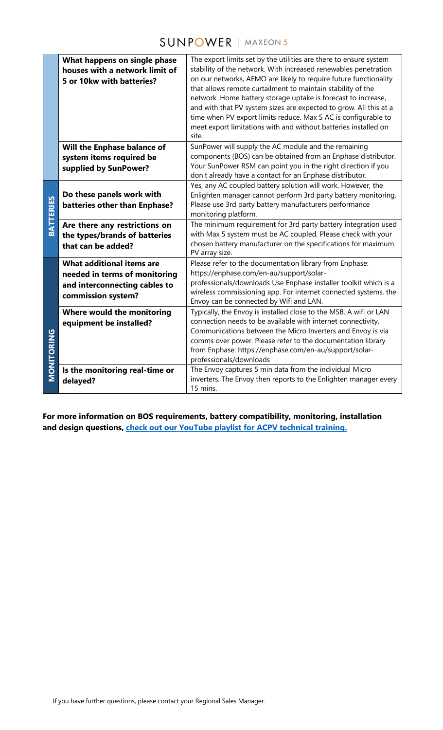| | | |
|---|---|---|
| | **What happens on single phase houses with a network limit of 5 or 10kw with batteries?** | The export limits set by the utilities are there to ensure system stability of the network. With increased renewables penetration on our networks, AEMO are likely to require future functionality that allows remote curtailment to maintain stability of the network. Home battery storage uptake is forecast to increase, and with that PV system sizes are expected to grow. All this at a time when PV export limits reduce. Max 5 AC is configurable to meet export limitations with and without batteries installed on site. |
| | **Will the Enphase balance of system items required be supplied by SunPower?** | SunPower will supply the AC module and the remaining components (BOS) can be obtained from an Enphase distributor. Your SunPower RSM can point you in the right direction if you don't already have a contact for an Enphase distributor. |
| **BATTERIES** | **Do these panels work with batteries other than Enphase?** | Yes, any AC coupled battery solution will work. However, the Enlighten manager cannot perform 3rd party battery monitoring. Please use 3rd party battery manufacturers performance monitoring platform. |
| **BATTERIES** | **Are there any restrictions on the types/brands of batteries that can be added?** | The minimum requirement for 3rd party battery integration used with Max 5 system must be AC coupled. Please check with your chosen battery manufacturer on the specifications for maximum PV array size. |
| **MONITORING** | **What additional items are needed in terms of monitoring and interconnecting cables to commission system?** | Please refer to the documentation library from Enphase: https://enphase.com/en-au/support/solar-professionals/downloads Use Enphase installer toolkit which is a wireless commissioning app. For internet connected systems, the Envoy can be connected by Wifi and LAN. |
| **MONITORING** | **Where would the monitoring equipment be installed?** | Typically, the Envoy is installed close to the MSB. A wifi or LAN connection needs to be available with internet connectivity. Communications between the Micro Inverters and Envoy is via comms over power. Please refer to the documentation library from Enphase: https://enphase.com/en-au/support/solar-professionals/downloads |
| **MONITORING** | **Is the monitoring real-time or delayed?** | The Envoy captures 5 min data from the individual Micro inverters. The Envoy then reports to the Enlighten manager every 15 mins. |

**For more information on BOS requirements, battery compatibility, monitoring, installation and design questions, check out our YouTube playlist for ACPV technical training.**

If you have further questions, please contact your Regional Sales Manager.